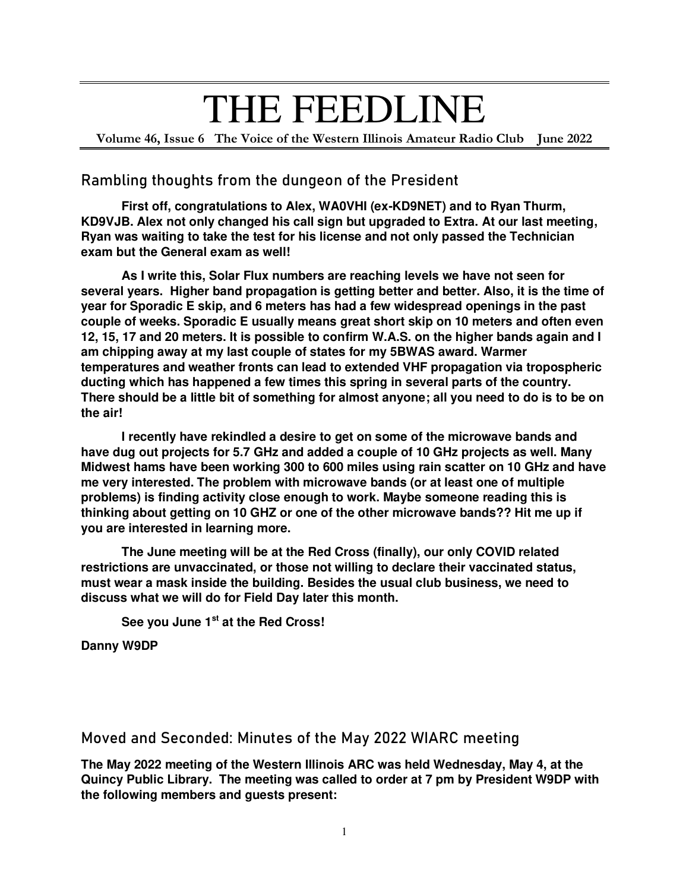# THE FEEDLINE

**Volume 46, Issue 6 The Voice of the Western Illinois Amateur Radio Club June 2022**

## Rambling thoughts from the dungeon of the President

**First off, congratulations to Alex, WA0VHI (ex-KD9NET) and to Ryan Thurm, KD9VJB. Alex not only changed his call sign but upgraded to Extra. At our last meeting, Ryan was waiting to take the test for his license and not only passed the Technician exam but the General exam as well!**

**As I write this, Solar Flux numbers are reaching levels we have not seen for several years. Higher band propagation is getting better and better. Also, it is the time of year for Sporadic E skip, and 6 meters has had a few widespread openings in the past couple of weeks. Sporadic E usually means great short skip on 10 meters and often even 12, 15, 17 and 20 meters. It is possible to confirm W.A.S. on the higher bands again and I am chipping away at my last couple of states for my 5BWAS award. Warmer temperatures and weather fronts can lead to extended VHF propagation via tropospheric ducting which has happened a few times this spring in several parts of the country. There should be a little bit of something for almost anyone; all you need to do is to be on the air!**

**I recently have rekindled a desire to get on some of the microwave bands and have dug out projects for 5.7 GHz and added a couple of 10 GHz projects as well. Many Midwest hams have been working 300 to 600 miles using rain scatter on 10 GHz and have me very interested. The problem with microwave bands (or at least one of multiple problems) is finding activity close enough to work. Maybe someone reading this is thinking about getting on 10 GHZ or one of the other microwave bands?? Hit me up if you are interested in learning more.**

**The June meeting will be at the Red Cross (finally), our only COVID related restrictions are unvaccinated, or those not willing to declare their vaccinated status, must wear a mask inside the building. Besides the usual club business, we need to discuss what we will do for Field Day later this month.**

**See you June 1st at the Red Cross!**

**Danny W9DP**

## Moved and Seconded: Minutes of the May 2022 WIARC meeting

**The May 2022 meeting of the Western Illinois ARC was held Wednesday, May 4, at the Quincy Public Library. The meeting was called to order at 7 pm by President W9DP with the following members and guests present:**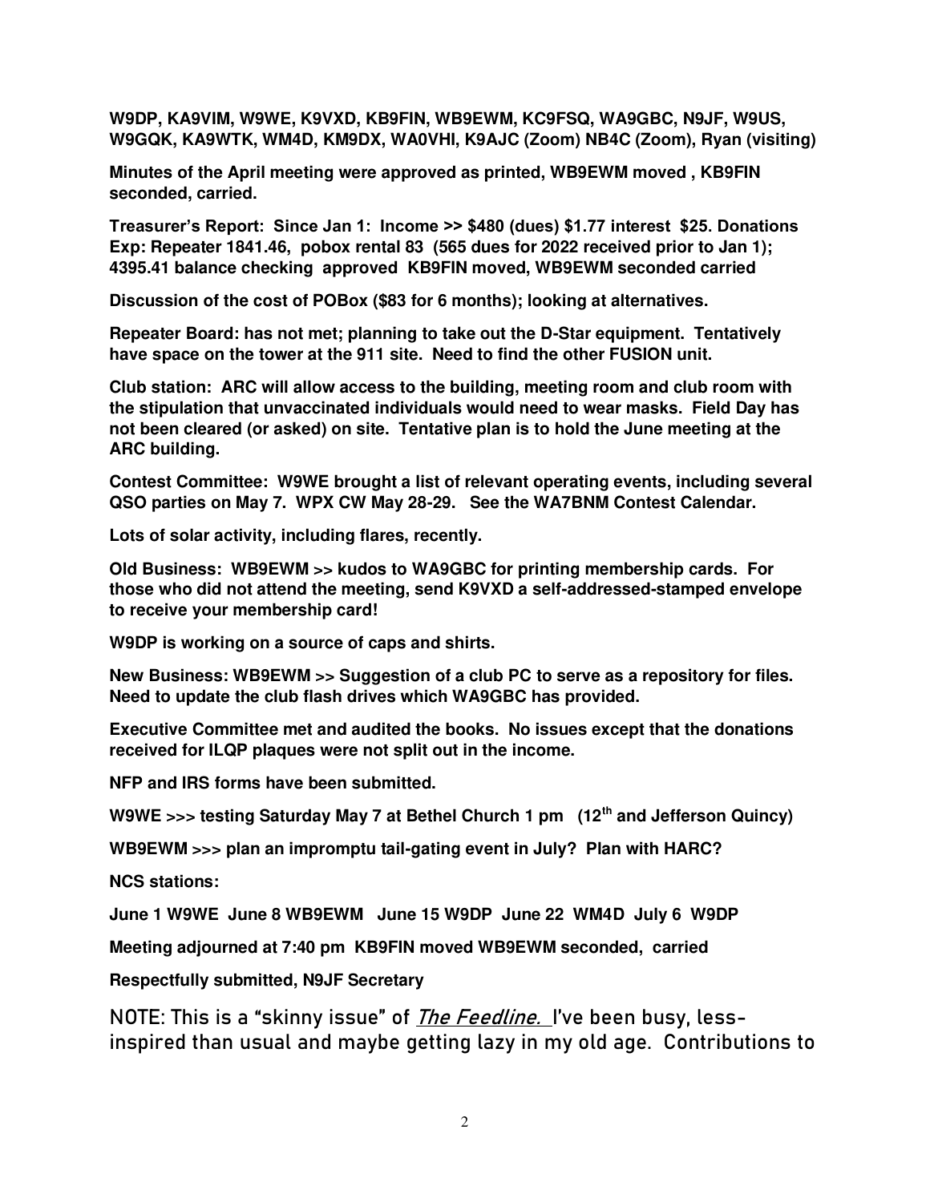**W9DP, KA9VIM, W9WE, K9VXD, KB9FIN, WB9EWM, KC9FSQ, WA9GBC, N9JF, W9US, W9GQK, KA9WTK, WM4D, KM9DX, WA0VHI, K9AJC (Zoom) NB4C (Zoom), Ryan (visiting)**

**Minutes of the April meeting were approved as printed, WB9EWM moved , KB9FIN seconded, carried.**

**Treasurer's Report: Since Jan 1: Income >> $480 (dues) $1.77 interest $25. Donations Exp: Repeater 1841.46, pobox rental 83 (565 dues for 2022 received prior to Jan 1); 4395.41 balance checking approved KB9FIN moved, WB9EWM seconded carried**

**Discussion of the cost of POBox ($83 for 6 months); looking at alternatives.**

**Repeater Board: has not met; planning to take out the D-Star equipment. Tentatively have space on the tower at the 911 site. Need to find the other FUSION unit.**

**Club station: ARC will allow access to the building, meeting room and club room with the stipulation that unvaccinated individuals would need to wear masks. Field Day has not been cleared (or asked) on site. Tentative plan is to hold the June meeting at the ARC building.**

**Contest Committee: W9WE brought a list of relevant operating events, including several QSO parties on May 7. WPX CW May 28-29. See the WA7BNM Contest Calendar.**

**Lots of solar activity, including flares, recently.**

**Old Business: WB9EWM >> kudos to WA9GBC for printing membership cards. For those who did not attend the meeting, send K9VXD a self-addressed-stamped envelope to receive your membership card!**

**W9DP is working on a source of caps and shirts.**

**New Business: WB9EWM >> Suggestion of a club PC to serve as a repository for files. Need to update the club flash drives which WA9GBC has provided.**

**Executive Committee met and audited the books. No issues except that the donations received for ILQP plaques were not split out in the income.**

**NFP and IRS forms have been submitted.**

**W9WE >>> testing Saturday May 7 at Bethel Church 1 pm (12th and Jefferson Quincy)**

**WB9EWM >>> plan an impromptu tail-gating event in July? Plan with HARC?**

**NCS stations:**

**June 1 W9WE June 8 WB9EWM June 15 W9DP June 22 WM4D July 6 W9DP**

**Meeting adjourned at 7:40 pm KB9FIN moved WB9EWM seconded, carried**

**Respectfully submitted, N9JF Secretary**

NOTE: This is a "skinny issue" of *The Feedline.* I've been busy, less-inspired than usual and maybe getting lazy in my old age. Contributions to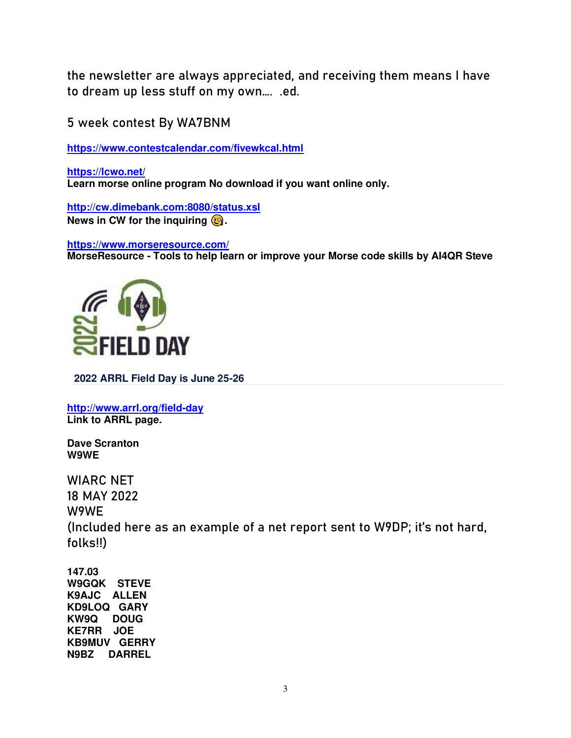the newsletter are always appreciated, and receiving them means I have to dream up less stuff on my own…. .ed.

5 week contest By WA7BNM

**https://www.contestcalendar.com/fivewkcal.html**

**https://lcwo.net/**
**Learn morse online program No download if you want online only.**

**http://cw.dimebank.com:8080/status.xsl**
**News in CW for the inquiring 🤔.**

**https://www.morseresource.com/**
**MorseResource - Tools to help learn or improve your Morse code skills by AI4QR Steve**

**2022 ARRL Field Day is June 25-26**

**http://www.arrl.org/field-day**
**Link to ARRL page.**

**Dave Scranton**
**W9WE**

WIARC NET
18 MAY 2022
W9WE
(Included here as an example of a net report sent to W9DP; it's not hard, folks!!)

**147.03**
**W9GQK STEVE**
**K9AJC ALLEN**
**KD9LOQ GARY**
**KW9Q DOUG**
**KE7RR JOE**
**KB9MUV GERRY**
**N9BZ DARREL**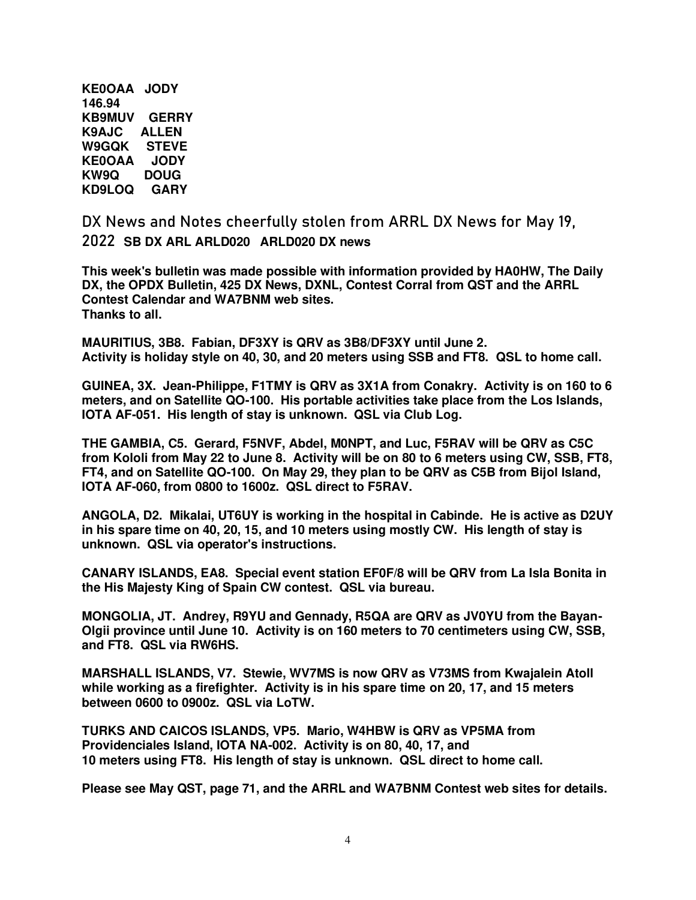**KE0OAA JODY**
**146.94**
**KB9MUV GERRY**
**K9AJC ALLEN**
**W9GQK STEVE**
**KE0OAA JODY**
**KW9Q DOUG**
**KD9LOQ GARY**

## DX News and Notes cheerfully stolen from ARRL DX News for May 19, 2022 **SB DX ARL ARLD020 ARLD020 DX news**

**This week's bulletin was made possible with information provided by HA0HW, The Daily DX, the OPDX Bulletin, 425 DX News, DXNL, Contest Corral from QST and the ARRL Contest Calendar and WA7BNM web sites.**
**Thanks to all.**

**MAURITIUS, 3B8. Fabian, DF3XY is QRV as 3B8/DF3XY until June 2.**
**Activity is holiday style on 40, 30, and 20 meters using SSB and FT8. QSL to home call.**

**GUINEA, 3X. Jean-Philippe, F1TMY is QRV as 3X1A from Conakry. Activity is on 160 to 6 meters, and on Satellite QO-100. His portable activities take place from the Los Islands, IOTA AF-051. His length of stay is unknown. QSL via Club Log.**

**THE GAMBIA, C5. Gerard, F5NVF, Abdel, M0NPT, and Luc, F5RAV will be QRV as C5C from Kololi from May 22 to June 8. Activity will be on 80 to 6 meters using CW, SSB, FT8, FT4, and on Satellite QO-100. On May 29, they plan to be QRV as C5B from Bijol Island, IOTA AF-060, from 0800 to 1600z. QSL direct to F5RAV.**

**ANGOLA, D2. Mikalai, UT6UY is working in the hospital in Cabinde. He is active as D2UY in his spare time on 40, 20, 15, and 10 meters using mostly CW. His length of stay is unknown. QSL via operator's instructions.**

**CANARY ISLANDS, EA8. Special event station EF0F/8 will be QRV from La Isla Bonita in the His Majesty King of Spain CW contest. QSL via bureau.**

**MONGOLIA, JT. Andrey, R9YU and Gennady, R5QA are QRV as JV0YU from the Bayan-Olgii province until June 10. Activity is on 160 meters to 70 centimeters using CW, SSB, and FT8. QSL via RW6HS.**

**MARSHALL ISLANDS, V7. Stewie, WV7MS is now QRV as V73MS from Kwajalein Atoll while working as a firefighter. Activity is in his spare time on 20, 17, and 15 meters between 0600 to 0900z. QSL via LoTW.**

**TURKS AND CAICOS ISLANDS, VP5. Mario, W4HBW is QRV as VP5MA from Providenciales Island, IOTA NA-002. Activity is on 80, 40, 17, and 10 meters using FT8. His length of stay is unknown. QSL direct to home call.**

**Please see May QST, page 71, and the ARRL and WA7BNM Contest web sites for details.**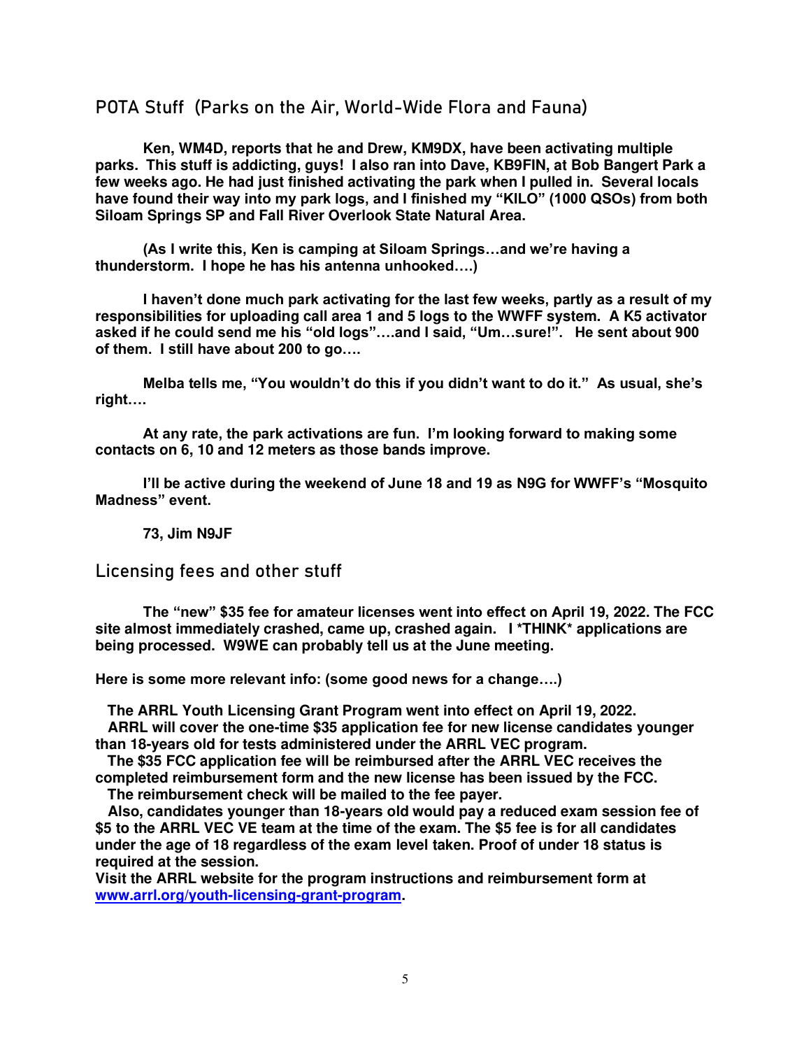## POTA Stuff (Parks on the Air, World-Wide Flora and Fauna)

**Ken, WM4D, reports that he and Drew, KM9DX, have been activating multiple parks. This stuff is addicting, guys! I also ran into Dave, KB9FIN, at Bob Bangert Park a few weeks ago. He had just finished activating the park when I pulled in. Several locals have found their way into my park logs, and I finished my "KILO" (1000 QSOs) from both Siloam Springs SP and Fall River Overlook State Natural Area.**

**(As I write this, Ken is camping at Siloam Springs…and we're having a thunderstorm. I hope he has his antenna unhooked….)**

**I haven't done much park activating for the last few weeks, partly as a result of my responsibilities for uploading call area 1 and 5 logs to the WWFF system. A K5 activator asked if he could send me his "old logs"….and I said, "Um…sure!". He sent about 900 of them. I still have about 200 to go….**

**Melba tells me, "You wouldn't do this if you didn't want to do it." As usual, she's right….**

**At any rate, the park activations are fun. I'm looking forward to making some contacts on 6, 10 and 12 meters as those bands improve.**

**I'll be active during the weekend of June 18 and 19 as N9G for WWFF's "Mosquito Madness" event.**

**73, Jim N9JF**

## Licensing fees and other stuff

**The "new" $35 fee for amateur licenses went into effect on April 19, 2022. The FCC site almost immediately crashed, came up, crashed again. I *THINK* applications are being processed. W9WE can probably tell us at the June meeting.**

**Here is some more relevant info: (some good news for a change….)**

**The ARRL Youth Licensing Grant Program went into effect on April 19, 2022.**
**ARRL will cover the one-time $35 application fee for new license candidates younger than 18-years old for tests administered under the ARRL VEC program.**
**The $35 FCC application fee will be reimbursed after the ARRL VEC receives the completed reimbursement form and the new license has been issued by the FCC.**
**The reimbursement check will be mailed to the fee payer.**
**Also, candidates younger than 18-years old would pay a reduced exam session fee of $5 to the ARRL VEC VE team at the time of the exam. The $5 fee is for all candidates under the age of 18 regardless of the exam level taken. Proof of under 18 status is required at the session.**
**Visit the ARRL website for the program instructions and reimbursement form at [www.arrl.org/youth-licensing-grant-program](http://www.arrl.org/youth-licensing-grant-program).**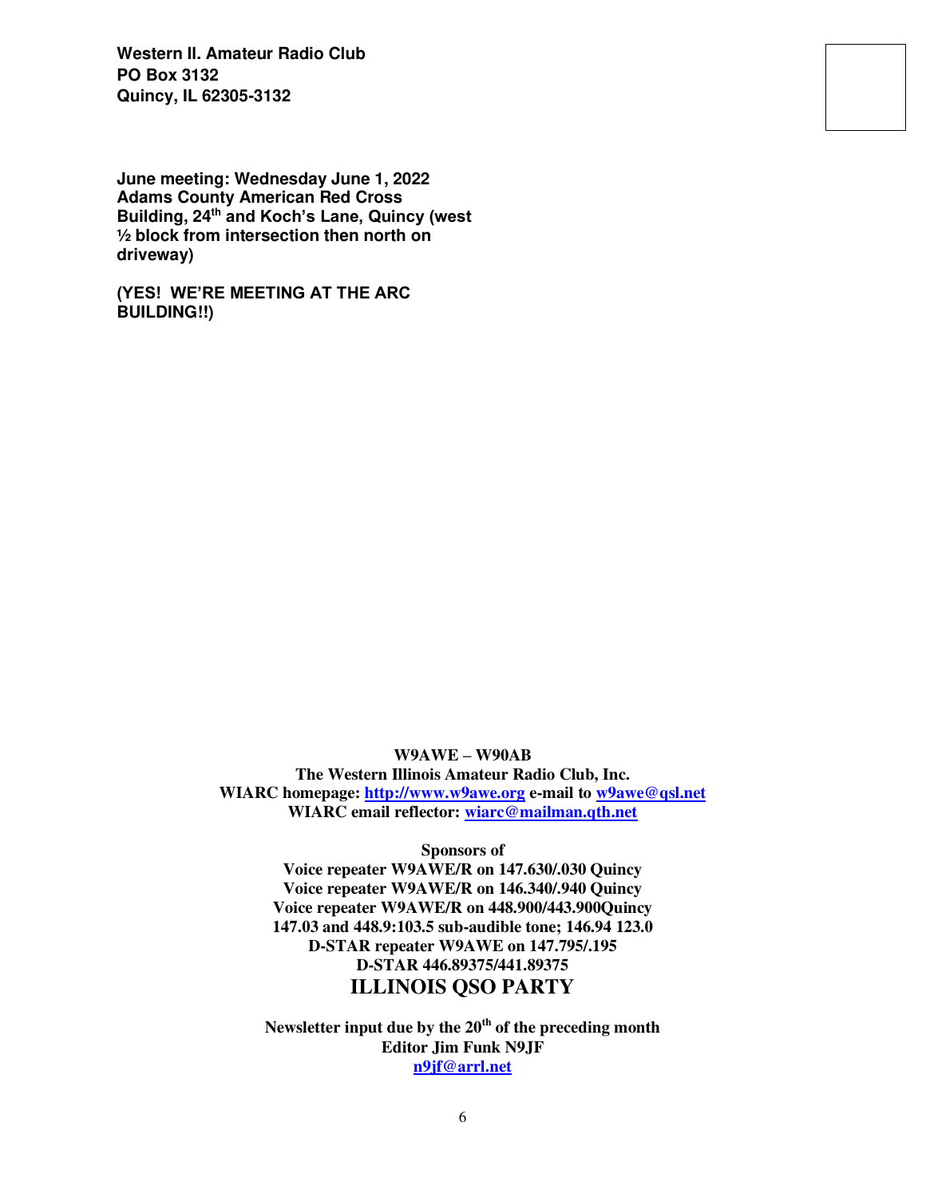**Western Il. Amateur Radio Club**
**PO Box 3132**
**Quincy, IL 62305-3132**

**June meeting: Wednesday June 1, 2022**
**Adams County American Red Cross Building, 24th and Koch's Lane, Quincy (west ½ block from intersection then north on driveway)**

**(YES! WE'RE MEETING AT THE ARC BUILDING!!)**

**W9AWE – W90AB**
**The Western Illinois Amateur Radio Club, Inc.**
**WIARC homepage: http://www.w9awe.org e-mail to w9awe@qsl.net**
**WIARC email reflector: wiarc@mailman.qth.net**

**Sponsors of**
**Voice repeater W9AWE/R on 147.630/.030 Quincy**
**Voice repeater W9AWE/R on 146.340/.940 Quincy**
**Voice repeater W9AWE/R on 448.900/443.900Quincy**
**147.03 and 448.9:103.5 sub-audible tone; 146.94 123.0**
**D-STAR repeater W9AWE on 147.795/.195**
**D-STAR 446.89375/441.89375**

## ILLINOIS QSO PARTY

**Newsletter input due by the 20th of the preceding month**
**Editor Jim Funk N9JF**
**n9jf@arrl.net**